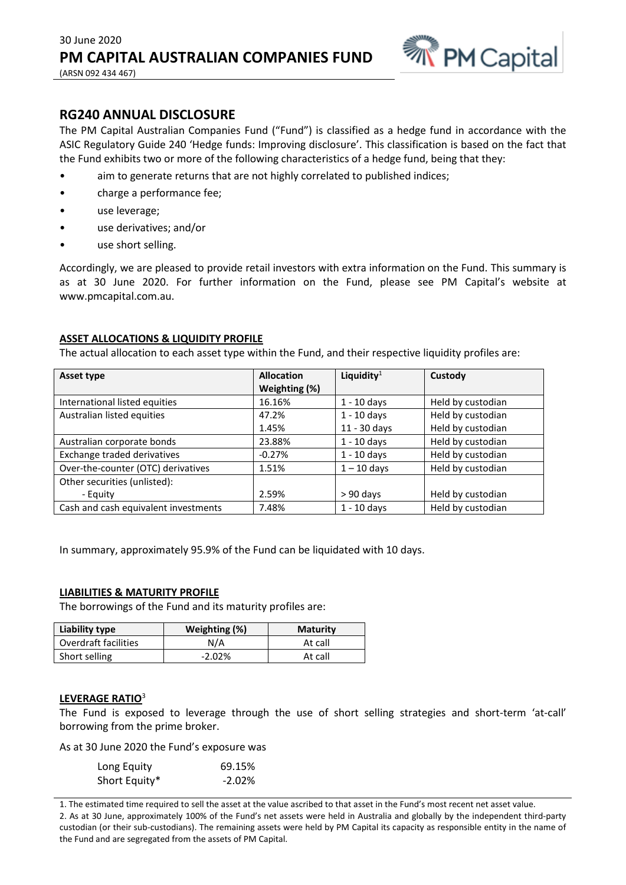30 June 2020

# PM CAPITAL AUSTRALIAN COMPANIES FUND

(ARSN 092 434 467)

## RG240 ANNUAL DISCLOSURE

The PM Capital Australian Companies Fund ("Fund") is classified as a hedge fund in accordance with the ASIC Regulatory Guide 240 'Hedge funds: Improving disclosure'. This classification is based on the fact that the Fund exhibits two or more of the following characteristics of a hedge fund, being that they:

- aim to generate returns that are not highly correlated to published indices;
- charge a performance fee;
- use leverage;
- use derivatives; and/or
- use short selling.

Accordingly, we are pleased to provide retail investors with extra information on the Fund. This summary is as at 30 June 2020. For further information on the Fund, please see PM Capital's website at www.pmcapital.com.au.

**ASSET ALLOCATIONS & LIQUIDITY PROFILE**

The actual allocation to each asset type within the Fund, and their respective liquidity profiles are:

| Asset type | Allocation Weighting (%) | Liquidity[1] | Custody |
|---|---|---|---|
| International listed equities | 16.16% | 1 - 10 days | Held by custodian |
| Australian listed equities | 47.2% | 1 - 10 days | Held by custodian |
| | 1.45% | 11 - 30 days | Held by custodian |
| Australian corporate bonds | 23.88% | 1 - 10 days | Held by custodian |
| Exchange traded derivatives | -0.27% | 1 - 10 days | Held by custodian |
| Over-the-counter (OTC) derivatives | 1.51% | 1 – 10 days | Held by custodian |
| Other securities (unlisted): | | | |
| - Equity | 2.59% | > 90 days | Held by custodian |
| Cash and cash equivalent investments | 7.48% | 1 - 10 days | Held by custodian |

In summary, approximately 95.9% of the Fund can be liquidated with 10 days.

**LIABILITIES & MATURITY PROFILE**

The borrowings of the Fund and its maturity profiles are:

| Liability type | Weighting (%) | Maturity |
|---|---|---|
| Overdraft facilities | N/A | At call |
| Short selling | -2.02% | At call |

**LEVERAGE RATIO**[3]

The Fund is exposed to leverage through the use of short selling strategies and short-term 'at-call' borrowing from the prime broker.

As at 30 June 2020 the Fund's exposure was

| | |
|---|---|
| Long Equity | 69.15% |
| Short Equity* | -2.02% |

1. The estimated time required to sell the asset at the value ascribed to that asset in the Fund's most recent net asset value.
2. As at 30 June, approximately 100% of the Fund's net assets were held in Australia and globally by the independent third-party custodian (or their sub-custodians). The remaining assets were held by PM Capital its capacity as responsible entity in the name of the Fund and are segregated from the assets of PM Capital.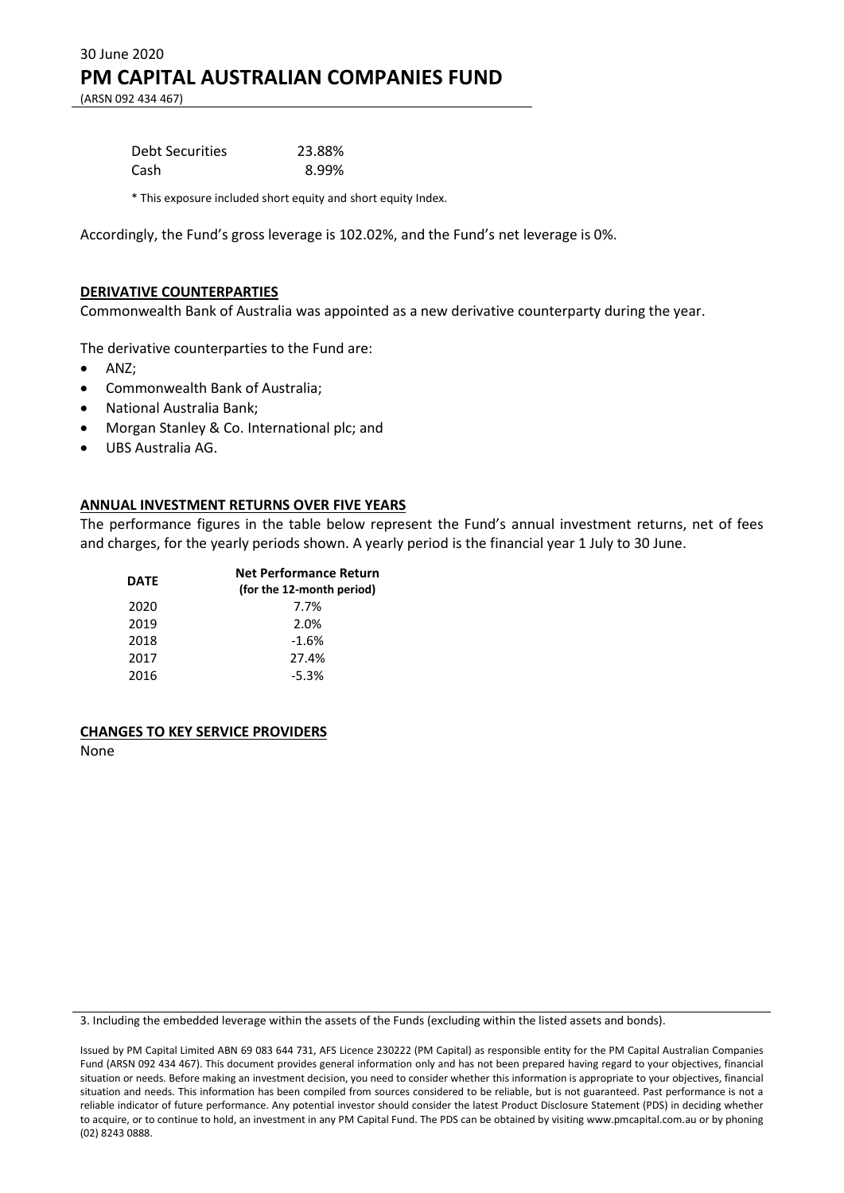| | |
|---|---|
| Debt Securities | 23.88% |
| Cash | 8.99% |

* This exposure included short equity and short equity Index.

Accordingly, the Fund's gross leverage is 102.02%, and the Fund's net leverage is 0%.

## DERIVATIVE COUNTERPARTIES

Commonwealth Bank of Australia was appointed as a new derivative counterparty during the year.

The derivative counterparties to the Fund are:

- ANZ;
- Commonwealth Bank of Australia;
- National Australia Bank;
- Morgan Stanley & Co. International plc; and
- UBS Australia AG.

## ANNUAL INVESTMENT RETURNS OVER FIVE YEARS

The performance figures in the table below represent the Fund's annual investment returns, net of fees and charges, for the yearly periods shown. A yearly period is the financial year 1 July to 30 June.

| DATE | Net Performance Return (for the 12-month period) |
|---|---|
| 2020 | 7.7% |
| 2019 | 2.0% |
| 2018 | -1.6% |
| 2017 | 27.4% |
| 2016 | -5.3% |

## CHANGES TO KEY SERVICE PROVIDERS

None

3. Including the embedded leverage within the assets of the Funds (excluding within the listed assets and bonds).

Issued by PM Capital Limited ABN 69 083 644 731, AFS Licence 230222 (PM Capital) as responsible entity for the PM Capital Australian Companies Fund (ARSN 092 434 467). This document provides general information only and has not been prepared having regard to your objectives, financial situation or needs. Before making an investment decision, you need to consider whether this information is appropriate to your objectives, financial situation and needs. This information has been compiled from sources considered to be reliable, but is not guaranteed. Past performance is not a reliable indicator of future performance. Any potential investor should consider the latest Product Disclosure Statement (PDS) in deciding whether to acquire, or to continue to hold, an investment in any PM Capital Fund. The PDS can be obtained by visiting www.pmcapital.com.au or by phoning (02) 8243 0888.